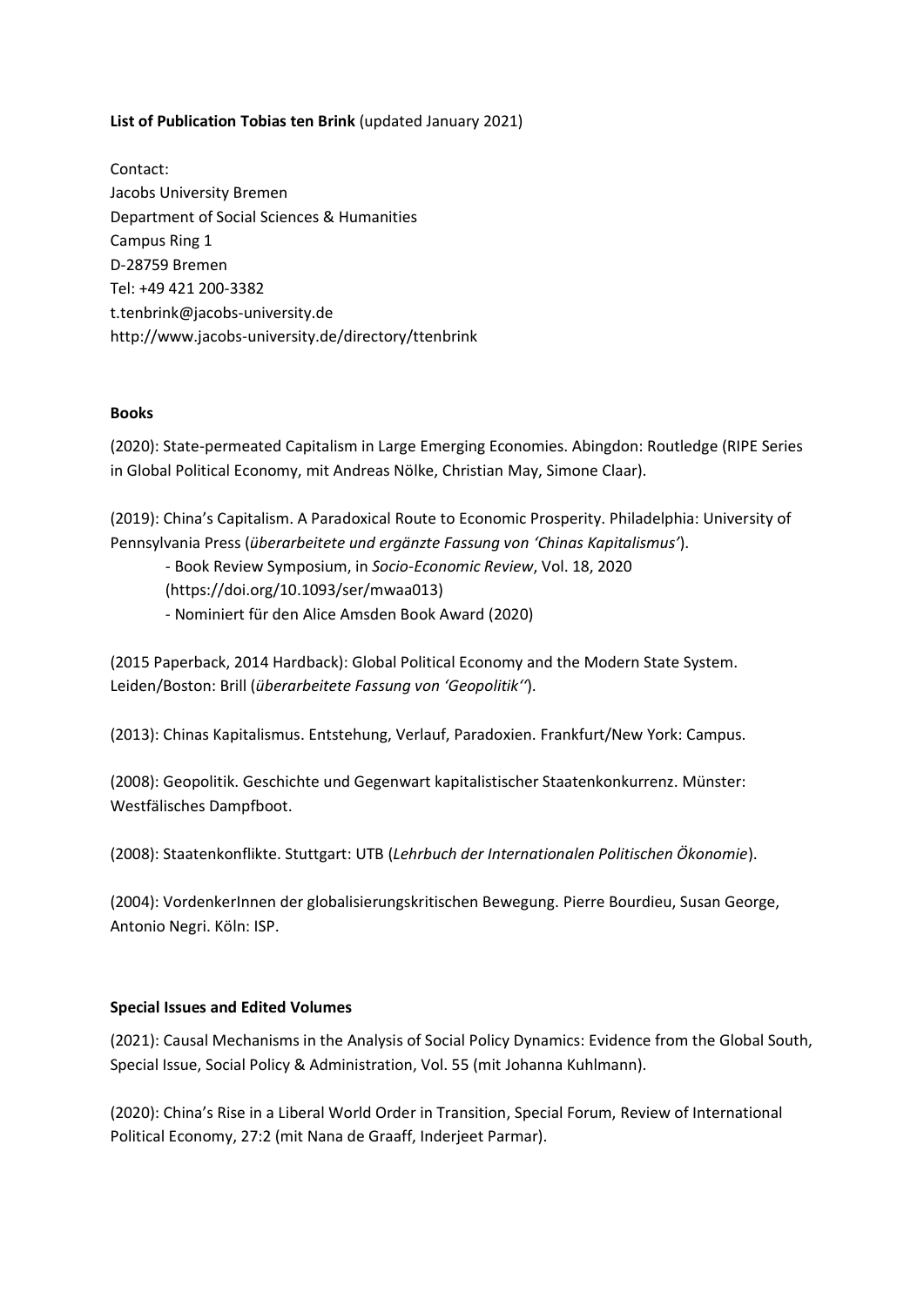**List of Publication Tobias ten Brink** (updated January 2021)

Contact:
Jacobs University Bremen
Department of Social Sciences & Humanities
Campus Ring 1
D-28759 Bremen
Tel: +49 421 200-3382
t.tenbrink@jacobs-university.de
http://www.jacobs-university.de/directory/ttenbrink

**Books**

(2020): State-permeated Capitalism in Large Emerging Economies. Abingdon: Routledge (RIPE Series in Global Political Economy, mit Andreas Nölke, Christian May, Simone Claar).

(2019): China's Capitalism. A Paradoxical Route to Economic Prosperity. Philadelphia: University of Pennsylvania Press (*überarbeitete und ergänzte Fassung von 'Chinas Kapitalismus'*).

- Book Review Symposium, in *Socio-Economic Review*, Vol. 18, 2020 (https://doi.org/10.1093/ser/mwaa013)
- Nominiert für den Alice Amsden Book Award (2020)

(2015 Paperback, 2014 Hardback): Global Political Economy and the Modern State System. Leiden/Boston: Brill (*überarbeitete Fassung von 'Geopolitik''*).

(2013): Chinas Kapitalismus. Entstehung, Verlauf, Paradoxien. Frankfurt/New York: Campus.

(2008): Geopolitik. Geschichte und Gegenwart kapitalistischer Staatenkonkurrenz. Münster: Westfälisches Dampfboot.

(2008): Staatenkonflikte. Stuttgart: UTB (*Lehrbuch der Internationalen Politischen Ökonomie*).

(2004): VordenkerInnen der globalisierungskritischen Bewegung. Pierre Bourdieu, Susan George, Antonio Negri. Köln: ISP.

**Special Issues and Edited Volumes**

(2021): Causal Mechanisms in the Analysis of Social Policy Dynamics: Evidence from the Global South, Special Issue, Social Policy & Administration, Vol. 55 (mit Johanna Kuhlmann).

(2020): China's Rise in a Liberal World Order in Transition, Special Forum, Review of International Political Economy, 27:2 (mit Nana de Graaff, Inderjeet Parmar).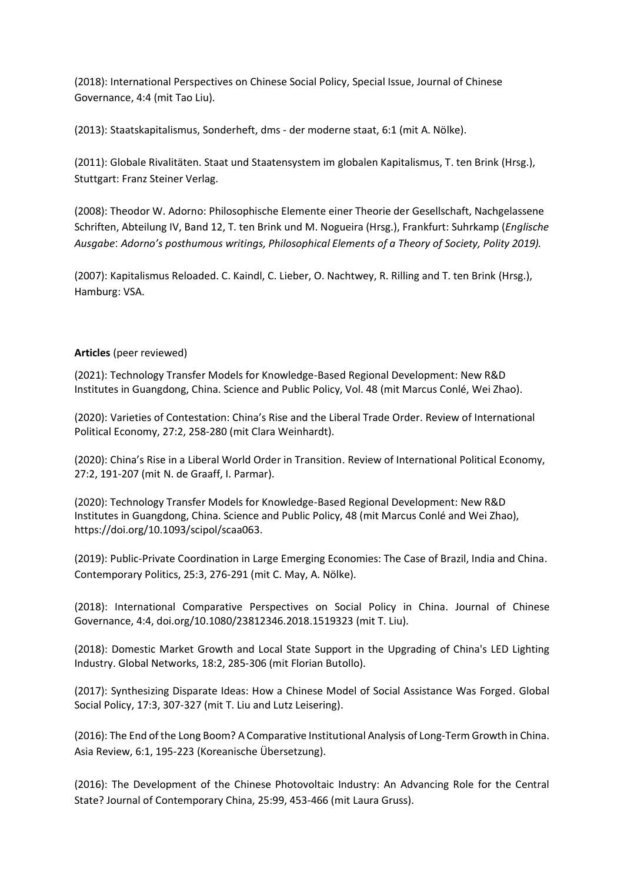(2018): International Perspectives on Chinese Social Policy, Special Issue, Journal of Chinese Governance, 4:4 (mit Tao Liu).

(2013): Staatskapitalismus, Sonderheft, dms - der moderne staat, 6:1 (mit A. Nölke).

(2011): Globale Rivalitäten. Staat und Staatensystem im globalen Kapitalismus, T. ten Brink (Hrsg.), Stuttgart: Franz Steiner Verlag.

(2008): Theodor W. Adorno: Philosophische Elemente einer Theorie der Gesellschaft, Nachgelassene Schriften, Abteilung IV, Band 12, T. ten Brink und M. Nogueira (Hrsg.), Frankfurt: Suhrkamp (*Englische Ausgabe*: *Adorno's posthumous writings, Philosophical Elements of a Theory of Society, Polity 2019).*

(2007): Kapitalismus Reloaded. C. Kaindl, C. Lieber, O. Nachtwey, R. Rilling and T. ten Brink (Hrsg.), Hamburg: VSA.

**Articles** (peer reviewed)

(2021): Technology Transfer Models for Knowledge-Based Regional Development: New R&D Institutes in Guangdong, China. Science and Public Policy, Vol. 48 (mit Marcus Conlé, Wei Zhao).

(2020): Varieties of Contestation: China's Rise and the Liberal Trade Order. Review of International Political Economy, 27:2, 258-280 (mit Clara Weinhardt).

(2020): China's Rise in a Liberal World Order in Transition. Review of International Political Economy, 27:2, 191-207 (mit N. de Graaff, I. Parmar).

(2020): Technology Transfer Models for Knowledge-Based Regional Development: New R&D Institutes in Guangdong, China. Science and Public Policy, 48 (mit Marcus Conlé and Wei Zhao), https://doi.org/10.1093/scipol/scaa063.

(2019): Public-Private Coordination in Large Emerging Economies: The Case of Brazil, India and China. Contemporary Politics, 25:3, 276-291 (mit C. May, A. Nölke).

(2018): International Comparative Perspectives on Social Policy in China. Journal of Chinese Governance, 4:4, doi.org/10.1080/23812346.2018.1519323 (mit T. Liu).

(2018): Domestic Market Growth and Local State Support in the Upgrading of China's LED Lighting Industry. Global Networks, 18:2, 285-306 (mit Florian Butollo).

(2017): Synthesizing Disparate Ideas: How a Chinese Model of Social Assistance Was Forged. Global Social Policy, 17:3, 307-327 (mit T. Liu and Lutz Leisering).

(2016): The End of the Long Boom? A Comparative Institutional Analysis of Long-Term Growth in China. Asia Review, 6:1, 195-223 (Koreanische Übersetzung).

(2016): The Development of the Chinese Photovoltaic Industry: An Advancing Role for the Central State? Journal of Contemporary China, 25:99, 453-466 (mit Laura Gruss).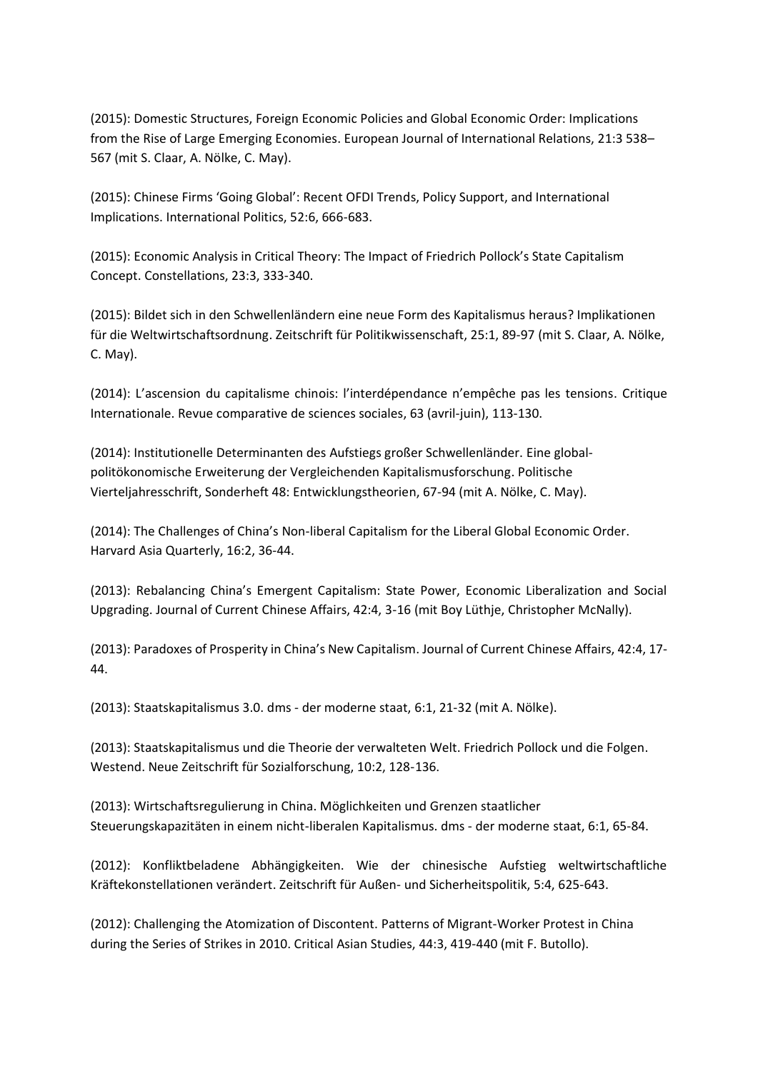(2015): Domestic Structures, Foreign Economic Policies and Global Economic Order: Implications from the Rise of Large Emerging Economies. European Journal of International Relations, 21:3 538–567 (mit S. Claar, A. Nölke, C. May).

(2015): Chinese Firms 'Going Global': Recent OFDI Trends, Policy Support, and International Implications. International Politics, 52:6, 666-683.

(2015): Economic Analysis in Critical Theory: The Impact of Friedrich Pollock's State Capitalism Concept. Constellations, 23:3, 333-340.

(2015): Bildet sich in den Schwellenländern eine neue Form des Kapitalismus heraus? Implikationen für die Weltwirtschaftsordnung. Zeitschrift für Politikwissenschaft, 25:1, 89-97 (mit S. Claar, A. Nölke, C. May).

(2014): L'ascension du capitalisme chinois: l'interdépendance n'empêche pas les tensions. Critique Internationale. Revue comparative de sciences sociales, 63 (avril-juin), 113-130.

(2014): Institutionelle Determinanten des Aufstiegs großer Schwellenländer. Eine global-politökonomische Erweiterung der Vergleichenden Kapitalismusforschung. Politische Vierteljahresschrift, Sonderheft 48: Entwicklungstheorien, 67-94 (mit A. Nölke, C. May).

(2014): The Challenges of China's Non-liberal Capitalism for the Liberal Global Economic Order. Harvard Asia Quarterly, 16:2, 36-44.

(2013): Rebalancing China's Emergent Capitalism: State Power, Economic Liberalization and Social Upgrading. Journal of Current Chinese Affairs, 42:4, 3-16 (mit Boy Lüthje, Christopher McNally).

(2013): Paradoxes of Prosperity in China's New Capitalism. Journal of Current Chinese Affairs, 42:4, 17-44.

(2013): Staatskapitalismus 3.0. dms - der moderne staat, 6:1, 21-32 (mit A. Nölke).

(2013): Staatskapitalismus und die Theorie der verwalteten Welt. Friedrich Pollock und die Folgen. Westend. Neue Zeitschrift für Sozialforschung, 10:2, 128-136.

(2013): Wirtschaftsregulierung in China. Möglichkeiten und Grenzen staatlicher Steuerungskapazitäten in einem nicht-liberalen Kapitalismus. dms - der moderne staat, 6:1, 65-84.

(2012): Konfliktbeladene Abhängigkeiten. Wie der chinesische Aufstieg weltwirtschaftliche Kräftekonstellationen verändert. Zeitschrift für Außen- und Sicherheitspolitik, 5:4, 625-643.

(2012): Challenging the Atomization of Discontent. Patterns of Migrant-Worker Protest in China during the Series of Strikes in 2010. Critical Asian Studies, 44:3, 419-440 (mit F. Butollo).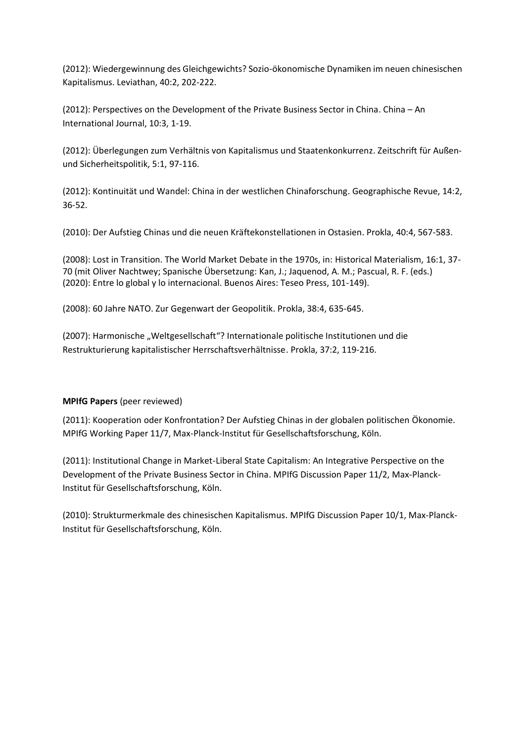(2012): Wiedergewinnung des Gleichgewichts? Sozio-ökonomische Dynamiken im neuen chinesischen Kapitalismus. Leviathan, 40:2, 202-222.

(2012): Perspectives on the Development of the Private Business Sector in China. China – An International Journal, 10:3, 1-19.

(2012): Überlegungen zum Verhältnis von Kapitalismus und Staatenkonkurrenz. Zeitschrift für Außen- und Sicherheitspolitik, 5:1, 97-116.

(2012): Kontinuität und Wandel: China in der westlichen Chinaforschung. Geographische Revue, 14:2, 36-52.

(2010): Der Aufstieg Chinas und die neuen Kräftekonstellationen in Ostasien. Prokla, 40:4, 567-583.

(2008): Lost in Transition. The World Market Debate in the 1970s, in: Historical Materialism, 16:1, 37-70 (mit Oliver Nachtwey; Spanische Übersetzung: Kan, J.; Jaquenod, A. M.; Pascual, R. F. (eds.) (2020): Entre lo global y lo internacional. Buenos Aires: Teseo Press, 101-149).

(2008): 60 Jahre NATO. Zur Gegenwart der Geopolitik. Prokla, 38:4, 635-645.

(2007): Harmonische „Weltgesellschaft“? Internationale politische Institutionen und die Restrukturierung kapitalistischer Herrschaftsverhältnisse. Prokla, 37:2, 119-216.

**MPIfG Papers** (peer reviewed)

(2011): Kooperation oder Konfrontation? Der Aufstieg Chinas in der globalen politischen Ökonomie. MPIfG Working Paper 11/7, Max-Planck-Institut für Gesellschaftsforschung, Köln.

(2011): Institutional Change in Market-Liberal State Capitalism: An Integrative Perspective on the Development of the Private Business Sector in China. MPIfG Discussion Paper 11/2, Max-Planck-Institut für Gesellschaftsforschung, Köln.

(2010): Strukturmerkmale des chinesischen Kapitalismus. MPIfG Discussion Paper 10/1, Max-Planck-Institut für Gesellschaftsforschung, Köln.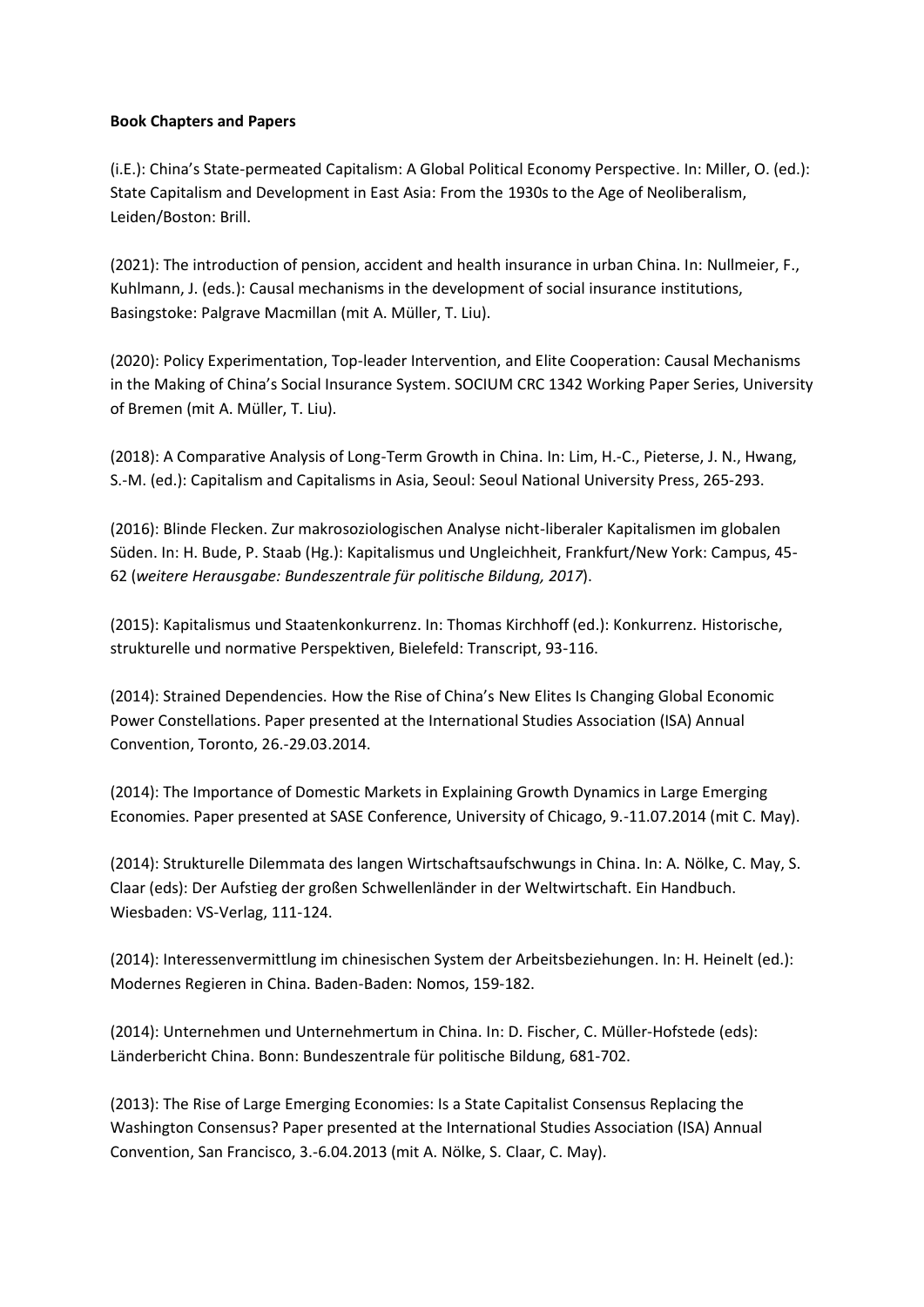**Book Chapters and Papers**

(i.E.): China's State-permeated Capitalism: A Global Political Economy Perspective. In: Miller, O. (ed.): State Capitalism and Development in East Asia: From the 1930s to the Age of Neoliberalism, Leiden/Boston: Brill.

(2021): The introduction of pension, accident and health insurance in urban China. In: Nullmeier, F., Kuhlmann, J. (eds.): Causal mechanisms in the development of social insurance institutions, Basingstoke: Palgrave Macmillan (mit A. Müller, T. Liu).

(2020): Policy Experimentation, Top-leader Intervention, and Elite Cooperation: Causal Mechanisms in the Making of China's Social Insurance System. SOCIUM CRC 1342 Working Paper Series, University of Bremen (mit A. Müller, T. Liu).

(2018): A Comparative Analysis of Long-Term Growth in China. In: Lim, H.-C., Pieterse, J. N., Hwang, S.-M. (ed.): Capitalism and Capitalisms in Asia, Seoul: Seoul National University Press, 265-293.

(2016): Blinde Flecken. Zur makrosoziologischen Analyse nicht-liberaler Kapitalismen im globalen Süden. In: H. Bude, P. Staab (Hg.): Kapitalismus und Ungleichheit, Frankfurt/New York: Campus, 45-62 (*weitere Herausgabe: Bundeszentrale für politische Bildung, 2017*).

(2015): Kapitalismus und Staatenkonkurrenz. In: Thomas Kirchhoff (ed.): Konkurrenz. Historische, strukturelle und normative Perspektiven, Bielefeld: Transcript, 93-116.

(2014): Strained Dependencies. How the Rise of China's New Elites Is Changing Global Economic Power Constellations. Paper presented at the International Studies Association (ISA) Annual Convention, Toronto, 26.-29.03.2014.

(2014): The Importance of Domestic Markets in Explaining Growth Dynamics in Large Emerging Economies. Paper presented at SASE Conference, University of Chicago, 9.-11.07.2014 (mit C. May).

(2014): Strukturelle Dilemmata des langen Wirtschaftsaufschwungs in China. In: A. Nölke, C. May, S. Claar (eds): Der Aufstieg der großen Schwellenländer in der Weltwirtschaft. Ein Handbuch. Wiesbaden: VS-Verlag, 111-124.

(2014): Interessenvermittlung im chinesischen System der Arbeitsbeziehungen. In: H. Heinelt (ed.): Modernes Regieren in China. Baden-Baden: Nomos, 159-182.

(2014): Unternehmen und Unternehmertum in China. In: D. Fischer, C. Müller-Hofstede (eds): Länderbericht China. Bonn: Bundeszentrale für politische Bildung, 681-702.

(2013): The Rise of Large Emerging Economies: Is a State Capitalist Consensus Replacing the Washington Consensus? Paper presented at the International Studies Association (ISA) Annual Convention, San Francisco, 3.-6.04.2013 (mit A. Nölke, S. Claar, C. May).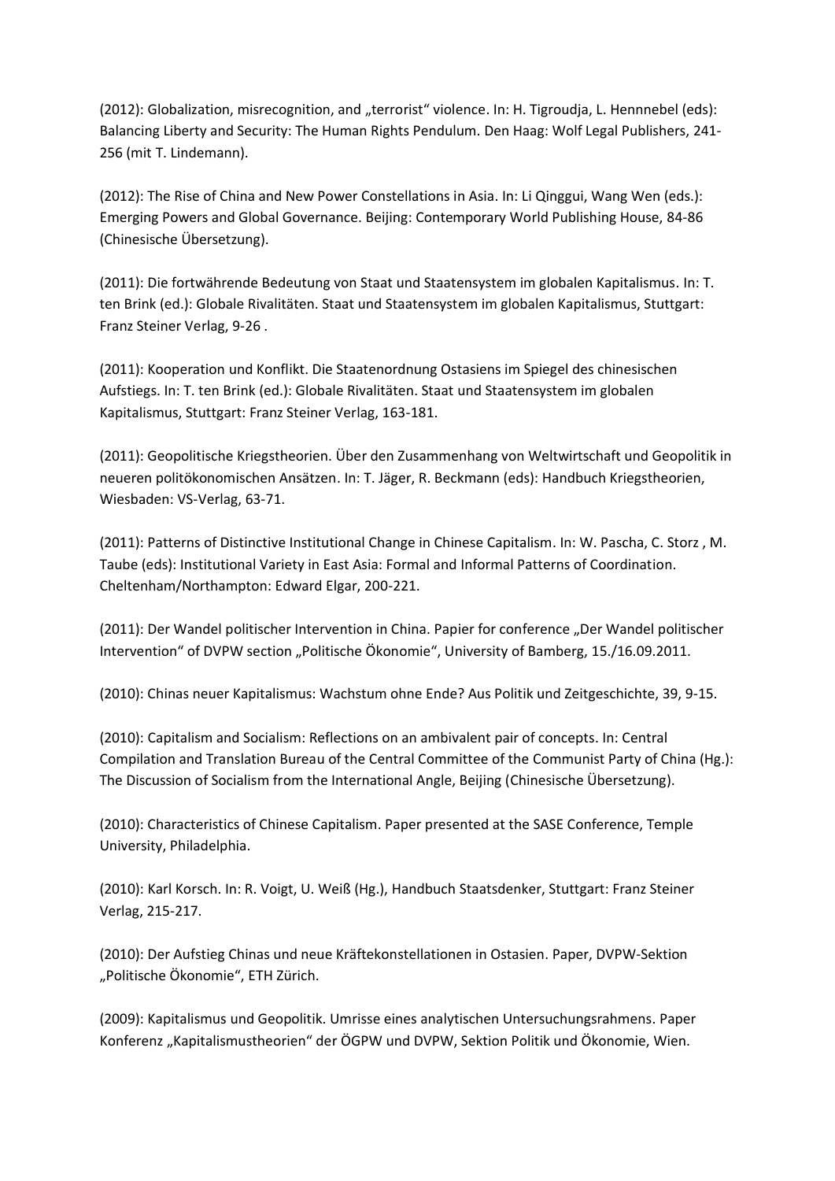(2012): Globalization, misrecognition, and „terrorist" violence. In: H. Tigroudja, L. Hennnebel (eds): Balancing Liberty and Security: The Human Rights Pendulum. Den Haag: Wolf Legal Publishers, 241-256 (mit T. Lindemann).

(2012): The Rise of China and New Power Constellations in Asia. In: Li Qinggui, Wang Wen (eds.): Emerging Powers and Global Governance. Beijing: Contemporary World Publishing House, 84-86 (Chinesische Übersetzung).

(2011): Die fortwährende Bedeutung von Staat und Staatensystem im globalen Kapitalismus. In: T. ten Brink (ed.): Globale Rivalitäten. Staat und Staatensystem im globalen Kapitalismus, Stuttgart: Franz Steiner Verlag, 9-26 .

(2011): Kooperation und Konflikt. Die Staatenordnung Ostasiens im Spiegel des chinesischen Aufstiegs. In: T. ten Brink (ed.): Globale Rivalitäten. Staat und Staatensystem im globalen Kapitalismus, Stuttgart: Franz Steiner Verlag, 163-181.

(2011): Geopolitische Kriegstheorien. Über den Zusammenhang von Weltwirtschaft und Geopolitik in neueren politökonomischen Ansätzen. In: T. Jäger, R. Beckmann (eds): Handbuch Kriegstheorien, Wiesbaden: VS-Verlag, 63-71.

(2011): Patterns of Distinctive Institutional Change in Chinese Capitalism. In: W. Pascha, C. Storz , M. Taube (eds): Institutional Variety in East Asia: Formal and Informal Patterns of Coordination. Cheltenham/Northampton: Edward Elgar, 200-221.

(2011): Der Wandel politischer Intervention in China. Papier for conference „Der Wandel politischer Intervention" of DVPW section „Politische Ökonomie", University of Bamberg, 15./16.09.2011.

(2010): Chinas neuer Kapitalismus: Wachstum ohne Ende? Aus Politik und Zeitgeschichte, 39, 9-15.

(2010): Capitalism and Socialism: Reflections on an ambivalent pair of concepts. In: Central Compilation and Translation Bureau of the Central Committee of the Communist Party of China (Hg.): The Discussion of Socialism from the International Angle, Beijing (Chinesische Übersetzung).

(2010): Characteristics of Chinese Capitalism. Paper presented at the SASE Conference, Temple University, Philadelphia.

(2010): Karl Korsch. In: R. Voigt, U. Weiß (Hg.), Handbuch Staatsdenker, Stuttgart: Franz Steiner Verlag, 215-217.

(2010): Der Aufstieg Chinas und neue Kräftekonstellationen in Ostasien. Paper, DVPW-Sektion „Politische Ökonomie", ETH Zürich.

(2009): Kapitalismus und Geopolitik. Umrisse eines analytischen Untersuchungsrahmens. Paper Konferenz „Kapitalismustheorien" der ÖGPW und DVPW, Sektion Politik und Ökonomie, Wien.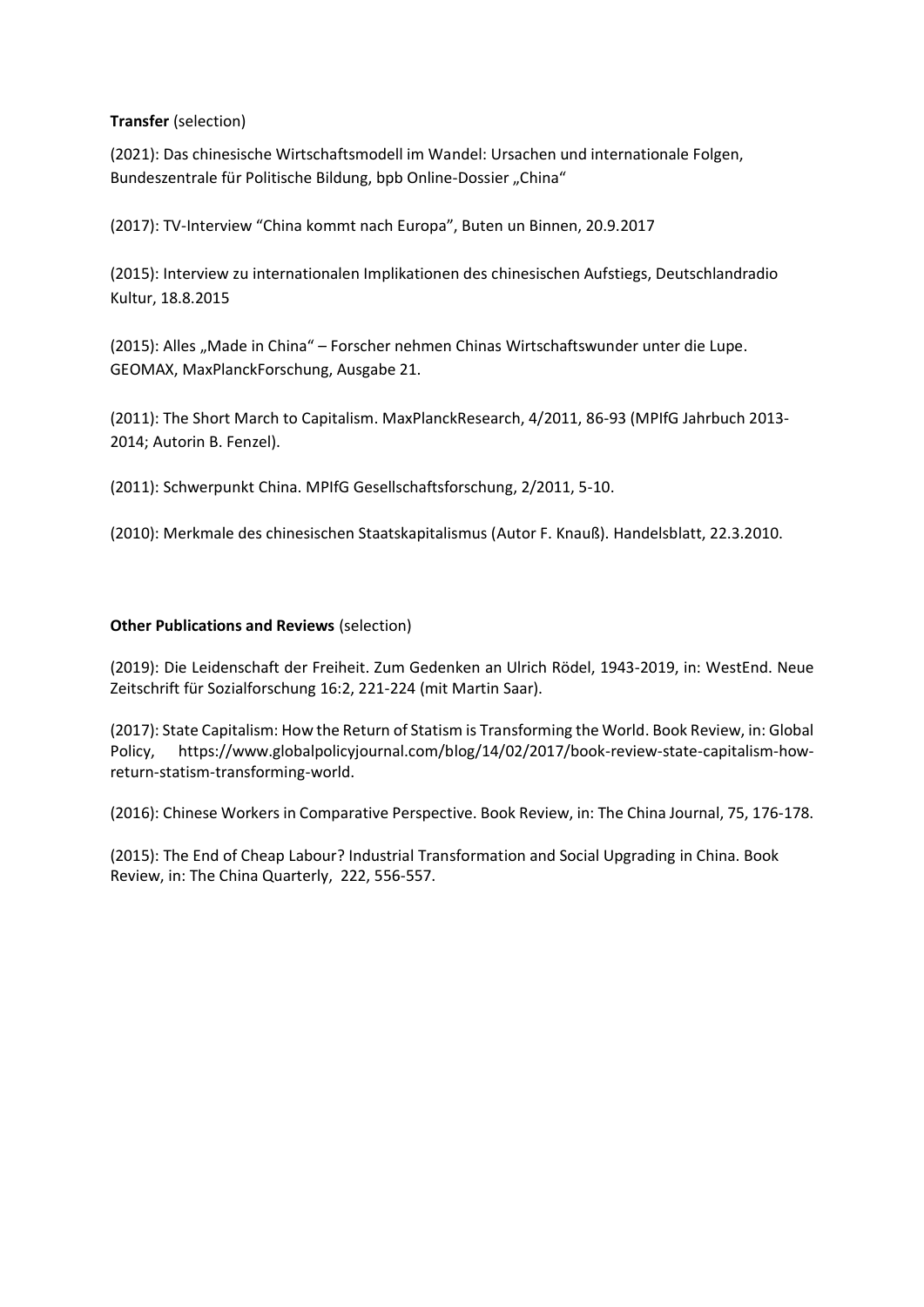**Transfer** (selection)

(2021): Das chinesische Wirtschaftsmodell im Wandel: Ursachen und internationale Folgen, Bundeszentrale für Politische Bildung, bpb Online-Dossier „China"

(2017): TV-Interview "China kommt nach Europa", Buten un Binnen, 20.9.2017

(2015): Interview zu internationalen Implikationen des chinesischen Aufstiegs, Deutschlandradio Kultur, 18.8.2015

(2015): Alles „Made in China" – Forscher nehmen Chinas Wirtschaftswunder unter die Lupe. GEOMAX, MaxPlanckForschung, Ausgabe 21.

(2011): The Short March to Capitalism. MaxPlanckResearch, 4/2011, 86-93 (MPIfG Jahrbuch 2013-2014; Autorin B. Fenzel).

(2011): Schwerpunkt China. MPIfG Gesellschaftsforschung, 2/2011, 5-10.

(2010): Merkmale des chinesischen Staatskapitalismus (Autor F. Knauß). Handelsblatt, 22.3.2010.

**Other Publications and Reviews** (selection)

(2019): Die Leidenschaft der Freiheit. Zum Gedenken an Ulrich Rödel, 1943-2019, in: WestEnd. Neue Zeitschrift für Sozialforschung 16:2, 221-224 (mit Martin Saar).

(2017): State Capitalism: How the Return of Statism is Transforming the World. Book Review, in: Global Policy, https://www.globalpolicyjournal.com/blog/14/02/2017/book-review-state-capitalism-how-return-statism-transforming-world.

(2016): Chinese Workers in Comparative Perspective. Book Review, in: The China Journal, 75, 176-178.

(2015): The End of Cheap Labour? Industrial Transformation and Social Upgrading in China. Book Review, in: The China Quarterly, 222, 556-557.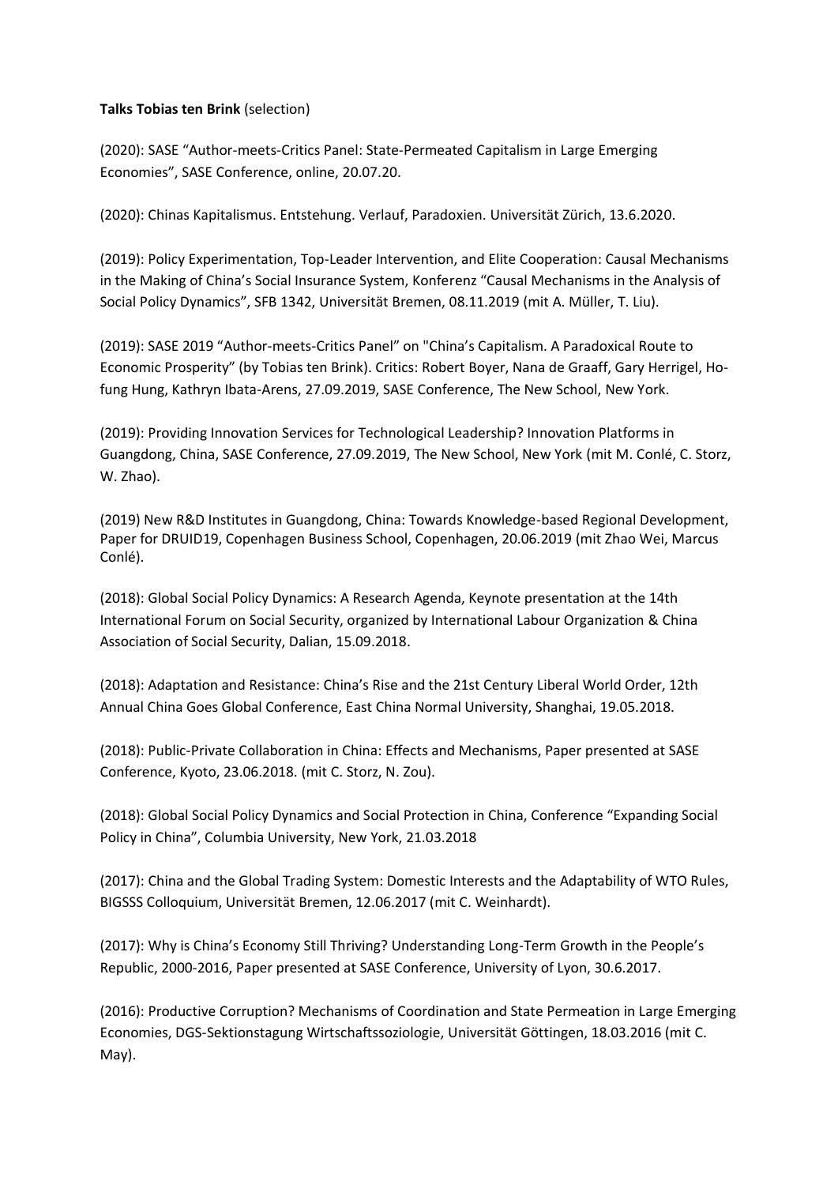**Talks Tobias ten Brink** (selection)

(2020): SASE "Author-meets-Critics Panel: State-Permeated Capitalism in Large Emerging Economies", SASE Conference, online, 20.07.20.

(2020): Chinas Kapitalismus. Entstehung. Verlauf, Paradoxien. Universität Zürich, 13.6.2020.

(2019): Policy Experimentation, Top-Leader Intervention, and Elite Cooperation: Causal Mechanisms in the Making of China's Social Insurance System, Konferenz "Causal Mechanisms in the Analysis of Social Policy Dynamics", SFB 1342, Universität Bremen, 08.11.2019 (mit A. Müller, T. Liu).

(2019): SASE 2019 "Author-meets-Critics Panel" on "China's Capitalism. A Paradoxical Route to Economic Prosperity" (by Tobias ten Brink). Critics: Robert Boyer, Nana de Graaff, Gary Herrigel, Ho-fung Hung, Kathryn Ibata-Arens, 27.09.2019, SASE Conference, The New School, New York.

(2019): Providing Innovation Services for Technological Leadership? Innovation Platforms in Guangdong, China, SASE Conference, 27.09.2019, The New School, New York (mit M. Conlé, C. Storz, W. Zhao).

(2019) New R&D Institutes in Guangdong, China: Towards Knowledge-based Regional Development, Paper for DRUID19, Copenhagen Business School, Copenhagen, 20.06.2019 (mit Zhao Wei, Marcus Conlé).

(2018): Global Social Policy Dynamics: A Research Agenda, Keynote presentation at the 14th International Forum on Social Security, organized by International Labour Organization & China Association of Social Security, Dalian, 15.09.2018.

(2018): Adaptation and Resistance: China's Rise and the 21st Century Liberal World Order, 12th Annual China Goes Global Conference, East China Normal University, Shanghai, 19.05.2018.

(2018): Public-Private Collaboration in China: Effects and Mechanisms, Paper presented at SASE Conference, Kyoto, 23.06.2018. (mit C. Storz, N. Zou).

(2018): Global Social Policy Dynamics and Social Protection in China, Conference "Expanding Social Policy in China", Columbia University, New York, 21.03.2018

(2017): China and the Global Trading System: Domestic Interests and the Adaptability of WTO Rules, BIGSSS Colloquium, Universität Bremen, 12.06.2017 (mit C. Weinhardt).

(2017): Why is China's Economy Still Thriving? Understanding Long-Term Growth in the People's Republic, 2000-2016, Paper presented at SASE Conference, University of Lyon, 30.6.2017.

(2016): Productive Corruption? Mechanisms of Coordination and State Permeation in Large Emerging Economies, DGS-Sektionstagung Wirtschaftssoziologie, Universität Göttingen, 18.03.2016 (mit C. May).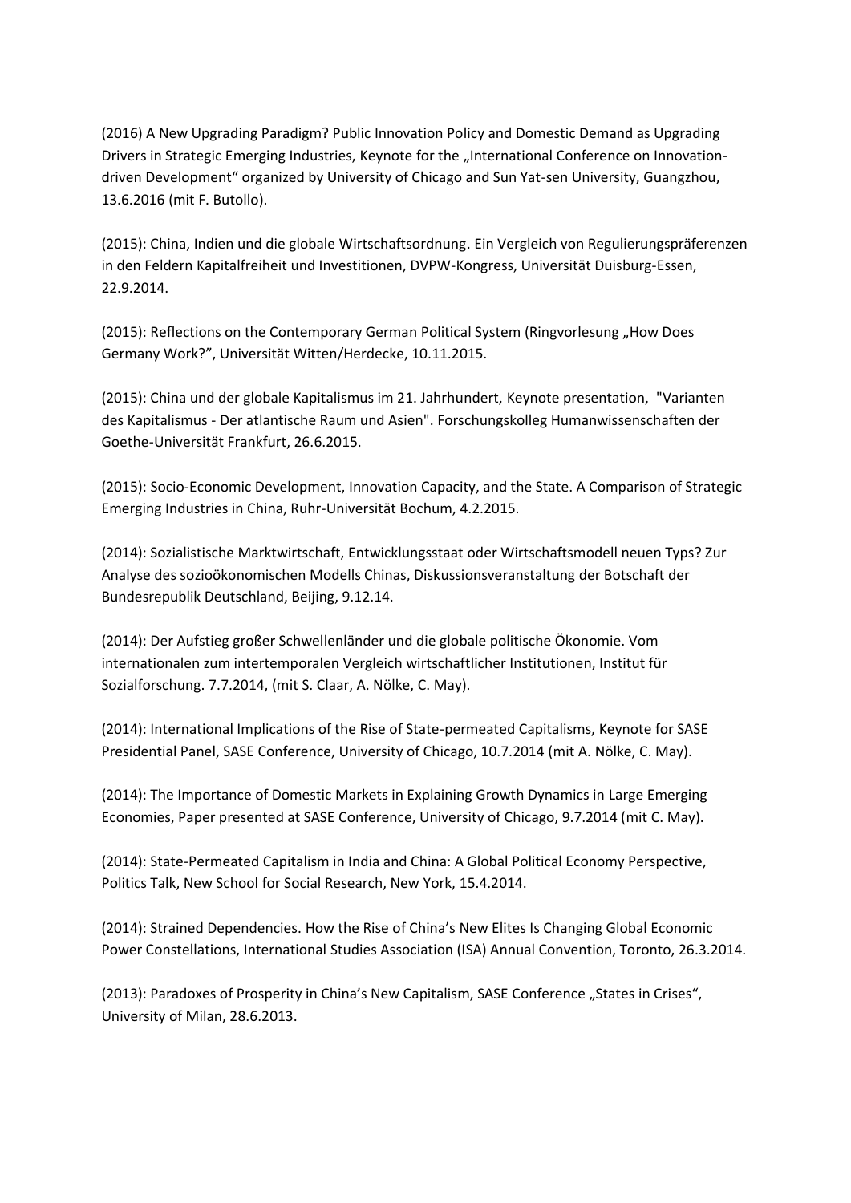(2016) A New Upgrading Paradigm? Public Innovation Policy and Domestic Demand as Upgrading Drivers in Strategic Emerging Industries, Keynote for the „International Conference on Innovation-driven Development" organized by University of Chicago and Sun Yat-sen University, Guangzhou, 13.6.2016 (mit F. Butollo).

(2015): China, Indien und die globale Wirtschaftsordnung. Ein Vergleich von Regulierungspräferenzen in den Feldern Kapitalfreiheit und Investitionen, DVPW-Kongress, Universität Duisburg-Essen, 22.9.2014.

(2015): Reflections on the Contemporary German Political System (Ringvorlesung „How Does Germany Work?", Universität Witten/Herdecke, 10.11.2015.

(2015): China und der globale Kapitalismus im 21. Jahrhundert, Keynote presentation, "Varianten des Kapitalismus - Der atlantische Raum und Asien". Forschungskolleg Humanwissenschaften der Goethe-Universität Frankfurt, 26.6.2015.

(2015): Socio-Economic Development, Innovation Capacity, and the State. A Comparison of Strategic Emerging Industries in China, Ruhr-Universität Bochum, 4.2.2015.

(2014): Sozialistische Marktwirtschaft, Entwicklungsstaat oder Wirtschaftsmodell neuen Typs? Zur Analyse des sozioökonomischen Modells Chinas, Diskussionsveranstaltung der Botschaft der Bundesrepublik Deutschland, Beijing, 9.12.14.

(2014): Der Aufstieg großer Schwellenländer und die globale politische Ökonomie. Vom internationalen zum intertemporalen Vergleich wirtschaftlicher Institutionen, Institut für Sozialforschung. 7.7.2014, (mit S. Claar, A. Nölke, C. May).

(2014): International Implications of the Rise of State-permeated Capitalisms, Keynote for SASE Presidential Panel, SASE Conference, University of Chicago, 10.7.2014 (mit A. Nölke, C. May).

(2014): The Importance of Domestic Markets in Explaining Growth Dynamics in Large Emerging Economies, Paper presented at SASE Conference, University of Chicago, 9.7.2014 (mit C. May).

(2014): State-Permeated Capitalism in India and China: A Global Political Economy Perspective, Politics Talk, New School for Social Research, New York, 15.4.2014.

(2014): Strained Dependencies. How the Rise of China's New Elites Is Changing Global Economic Power Constellations, International Studies Association (ISA) Annual Convention, Toronto, 26.3.2014.

(2013): Paradoxes of Prosperity in China's New Capitalism, SASE Conference „States in Crises", University of Milan, 28.6.2013.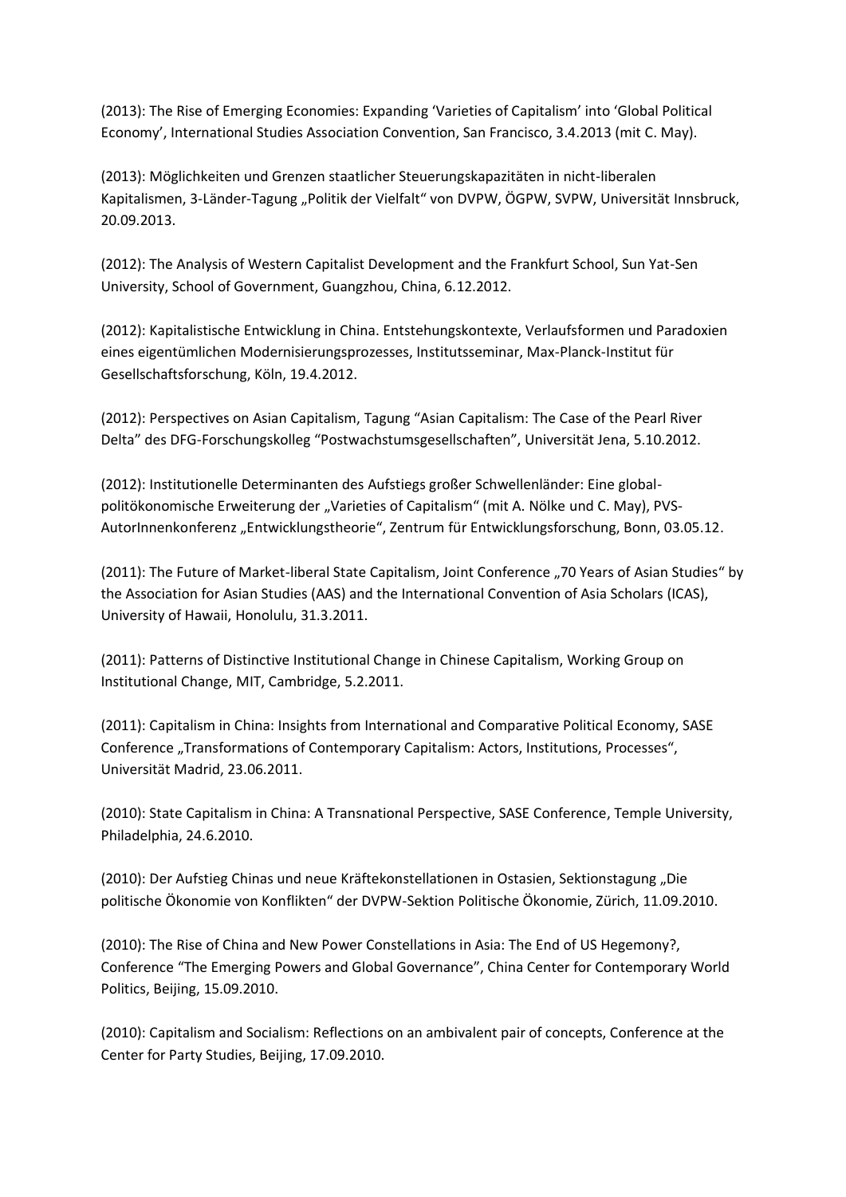(2013): The Rise of Emerging Economies: Expanding 'Varieties of Capitalism' into 'Global Political Economy', International Studies Association Convention, San Francisco, 3.4.2013 (mit C. May).

(2013): Möglichkeiten und Grenzen staatlicher Steuerungskapazitäten in nicht-liberalen Kapitalismen, 3-Länder-Tagung „Politik der Vielfalt" von DVPW, ÖGPW, SVPW, Universität Innsbruck, 20.09.2013.

(2012): The Analysis of Western Capitalist Development and the Frankfurt School, Sun Yat-Sen University, School of Government, Guangzhou, China, 6.12.2012.

(2012): Kapitalistische Entwicklung in China. Entstehungskontexte, Verlaufsformen und Paradoxien eines eigentümlichen Modernisierungsprozesses, Institutsseminar, Max-Planck-Institut für Gesellschaftsforschung, Köln, 19.4.2012.

(2012): Perspectives on Asian Capitalism, Tagung "Asian Capitalism: The Case of the Pearl River Delta" des DFG-Forschungskolleg "Postwachstumsgesellschaften", Universität Jena, 5.10.2012.

(2012): Institutionelle Determinanten des Aufstiegs großer Schwellenländer: Eine global-politökonomische Erweiterung der „Varieties of Capitalism" (mit A. Nölke und C. May), PVS-AutorInnenkonferenz „Entwicklungstheorie", Zentrum für Entwicklungsforschung, Bonn, 03.05.12.

(2011): The Future of Market-liberal State Capitalism, Joint Conference „70 Years of Asian Studies" by the Association for Asian Studies (AAS) and the International Convention of Asia Scholars (ICAS), University of Hawaii, Honolulu, 31.3.2011.

(2011): Patterns of Distinctive Institutional Change in Chinese Capitalism, Working Group on Institutional Change, MIT, Cambridge, 5.2.2011.

(2011): Capitalism in China: Insights from International and Comparative Political Economy, SASE Conference „Transformations of Contemporary Capitalism: Actors, Institutions, Processes", Universität Madrid, 23.06.2011.

(2010): State Capitalism in China: A Transnational Perspective, SASE Conference, Temple University, Philadelphia, 24.6.2010.

(2010): Der Aufstieg Chinas und neue Kräftekonstellationen in Ostasien, Sektionstagung „Die politische Ökonomie von Konflikten" der DVPW-Sektion Politische Ökonomie, Zürich, 11.09.2010.

(2010): The Rise of China and New Power Constellations in Asia: The End of US Hegemony?, Conference "The Emerging Powers and Global Governance", China Center for Contemporary World Politics, Beijing, 15.09.2010.

(2010): Capitalism and Socialism: Reflections on an ambivalent pair of concepts, Conference at the Center for Party Studies, Beijing, 17.09.2010.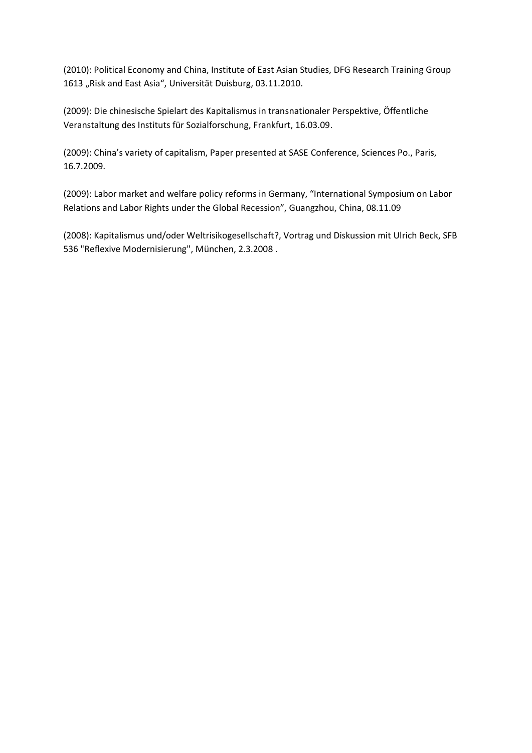(2010): Political Economy and China, Institute of East Asian Studies, DFG Research Training Group 1613 „Risk and East Asia“, Universität Duisburg, 03.11.2010.

(2009): Die chinesische Spielart des Kapitalismus in transnationaler Perspektive, Öffentliche Veranstaltung des Instituts für Sozialforschung, Frankfurt, 16.03.09.

(2009): China’s variety of capitalism, Paper presented at SASE Conference, Sciences Po., Paris, 16.7.2009.

(2009): Labor market and welfare policy reforms in Germany, “International Symposium on Labor Relations and Labor Rights under the Global Recession”, Guangzhou, China, 08.11.09

(2008): Kapitalismus und/oder Weltrisikogesellschaft?, Vortrag und Diskussion mit Ulrich Beck, SFB 536 "Reflexive Modernisierung", München, 2.3.2008 .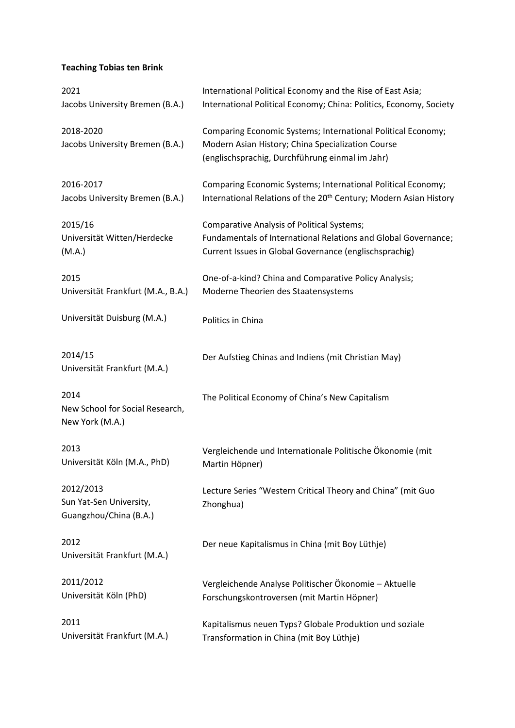**Teaching Tobias ten Brink**

| | |
|---|---|
| 2021<br>Jacobs University Bremen (B.A.) | International Political Economy and the Rise of East Asia; International Political Economy; China: Politics, Economy, Society |
| 2018-2020<br>Jacobs University Bremen (B.A.) | Comparing Economic Systems; International Political Economy; Modern Asian History; China Specialization Course (englischsprachig, Durchführung einmal im Jahr) |
| 2016-2017<br>Jacobs University Bremen (B.A.) | Comparing Economic Systems; International Political Economy; International Relations of the 20th Century; Modern Asian History |
| 2015/16<br>Universität Witten/Herdecke (M.A.) | Comparative Analysis of Political Systems; Fundamentals of International Relations and Global Governance; Current Issues in Global Governance (englischsprachig) |
| 2015<br>Universität Frankfurt (M.A., B.A.) | One-of-a-kind? China and Comparative Policy Analysis; Moderne Theorien des Staatensystems |
| Universität Duisburg (M.A.) | Politics in China |
| 2014/15<br>Universität Frankfurt (M.A.) | Der Aufstieg Chinas and Indiens (mit Christian May) |
| 2014<br>New School for Social Research, New York (M.A.) | The Political Economy of China's New Capitalism |
| 2013<br>Universität Köln (M.A., PhD) | Vergleichende und Internationale Politische Ökonomie (mit Martin Höpner) |
| 2012/2013<br>Sun Yat-Sen University, Guangzhou/China (B.A.) | Lecture Series "Western Critical Theory and China" (mit Guo Zhonghua) |
| 2012<br>Universität Frankfurt (M.A.) | Der neue Kapitalismus in China (mit Boy Lüthje) |
| 2011/2012<br>Universität Köln (PhD) | Vergleichende Analyse Politischer Ökonomie – Aktuelle Forschungskontroversen (mit Martin Höpner) |
| 2011<br>Universität Frankfurt (M.A.) | Kapitalismus neuen Typs? Globale Produktion und soziale Transformation in China (mit Boy Lüthje) |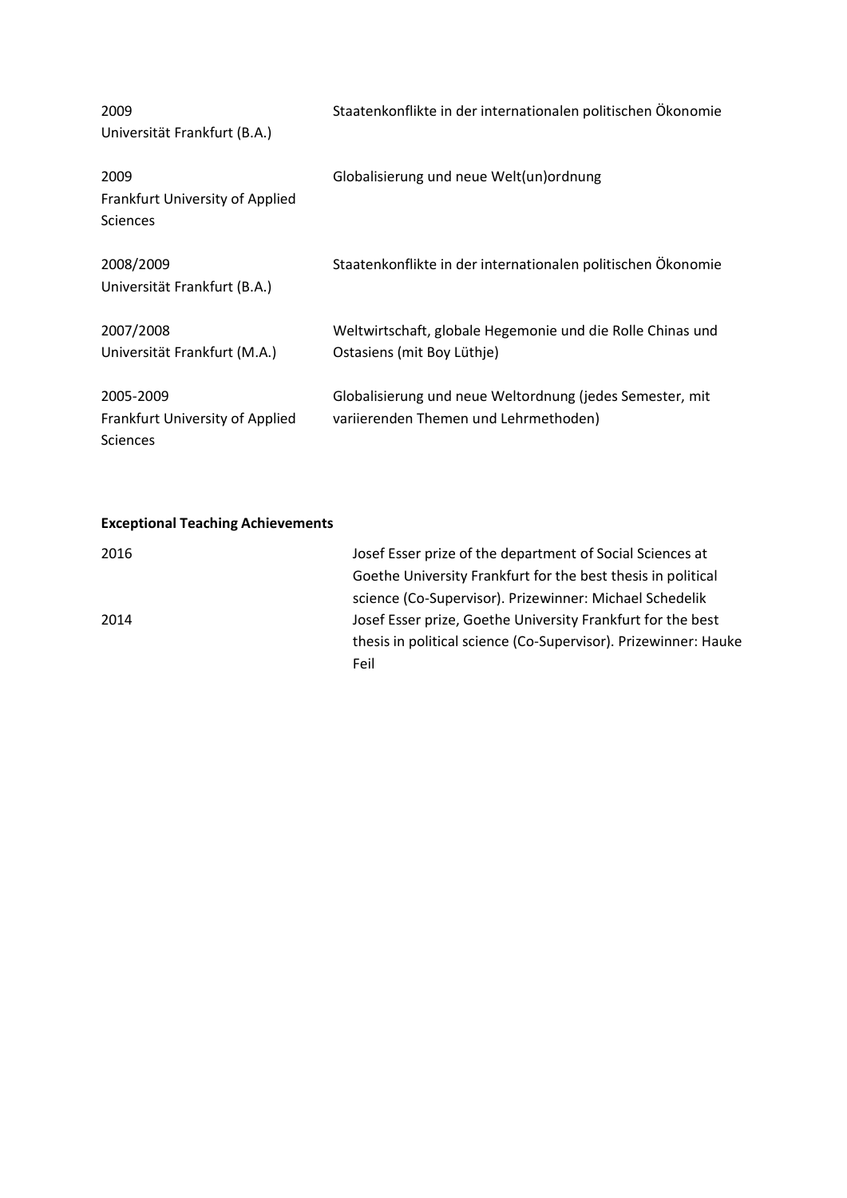| | |
|---|---|
| 2009<br>Universität Frankfurt (B.A.) | Staatenkonflikte in der internationalen politischen Ökonomie |
| 2009<br>Frankfurt University of Applied Sciences | Globalisierung und neue Welt(un)ordnung |
| 2008/2009<br>Universität Frankfurt (B.A.) | Staatenkonflikte in der internationalen politischen Ökonomie |
| 2007/2008<br>Universität Frankfurt (M.A.) | Weltwirtschaft, globale Hegemonie und die Rolle Chinas und Ostasiens (mit Boy Lüthje) |
| 2005-2009<br>Frankfurt University of Applied Sciences | Globalisierung und neue Weltordnung (jedes Semester, mit variierenden Themen und Lehrmethoden) |

**Exceptional Teaching Achievements**

| | |
|---|---|
| 2016 | Josef Esser prize of the department of Social Sciences at Goethe University Frankfurt for the best thesis in political science (Co-Supervisor). Prizewinner: Michael Schedelik |
| 2014 | Josef Esser prize, Goethe University Frankfurt for the best thesis in political science (Co-Supervisor). Prizewinner: Hauke Feil |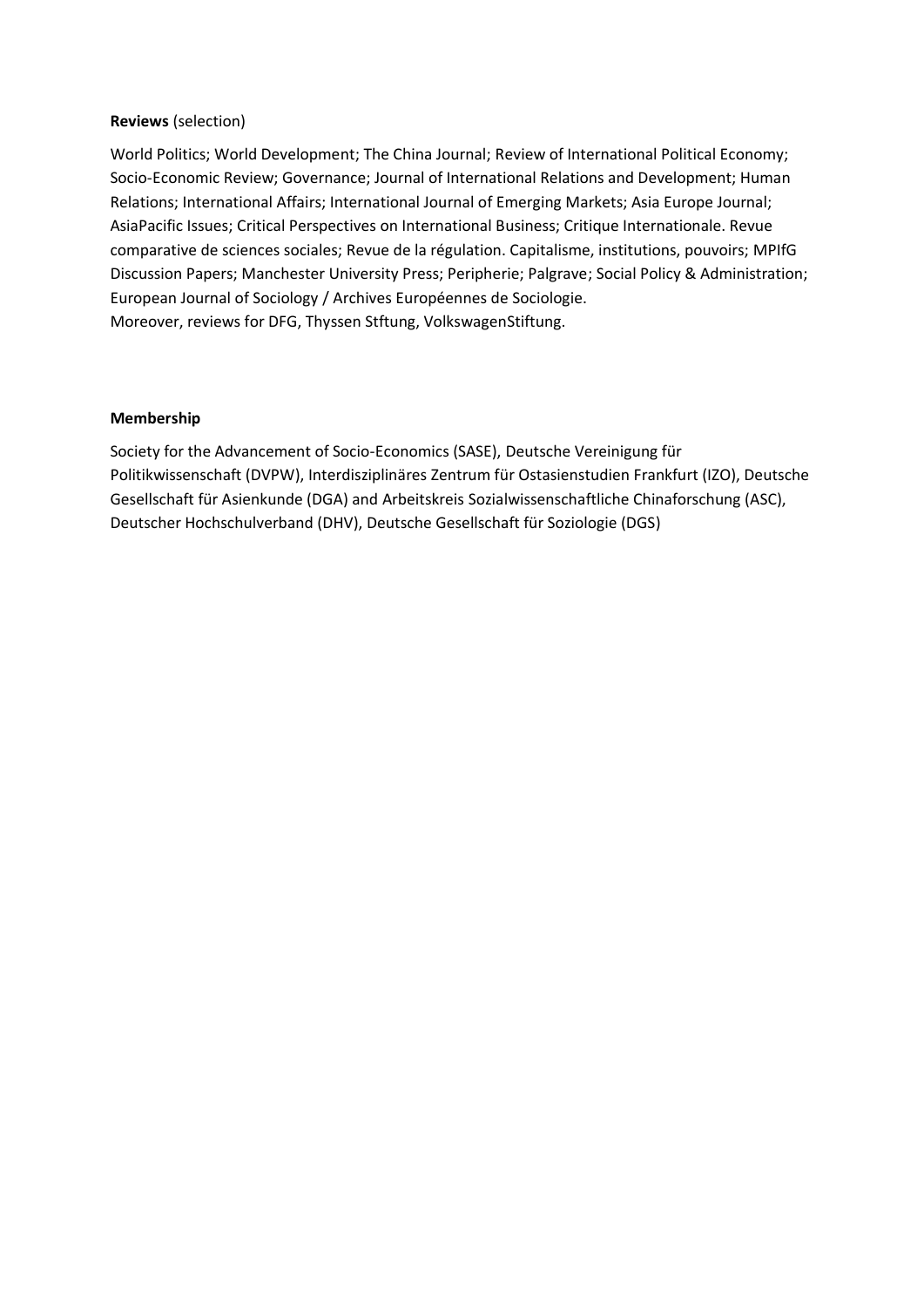**Reviews** (selection)

World Politics; World Development; The China Journal; Review of International Political Economy; Socio-Economic Review; Governance; Journal of International Relations and Development; Human Relations; International Affairs; International Journal of Emerging Markets; Asia Europe Journal; AsiaPacific Issues; Critical Perspectives on International Business; Critique Internationale. Revue comparative de sciences sociales; Revue de la régulation. Capitalisme, institutions, pouvoirs; MPIfG Discussion Papers; Manchester University Press; Peripherie; Palgrave; Social Policy & Administration; European Journal of Sociology / Archives Européennes de Sociologie.
Moreover, reviews for DFG, Thyssen Stftung, VolkswagenStiftung.

**Membership**

Society for the Advancement of Socio-Economics (SASE), Deutsche Vereinigung für Politikwissenschaft (DVPW), Interdisziplinäres Zentrum für Ostasienstudien Frankfurt (IZO), Deutsche Gesellschaft für Asienkunde (DGA) and Arbeitskreis Sozialwissenschaftliche Chinaforschung (ASC), Deutscher Hochschulverband (DHV), Deutsche Gesellschaft für Soziologie (DGS)